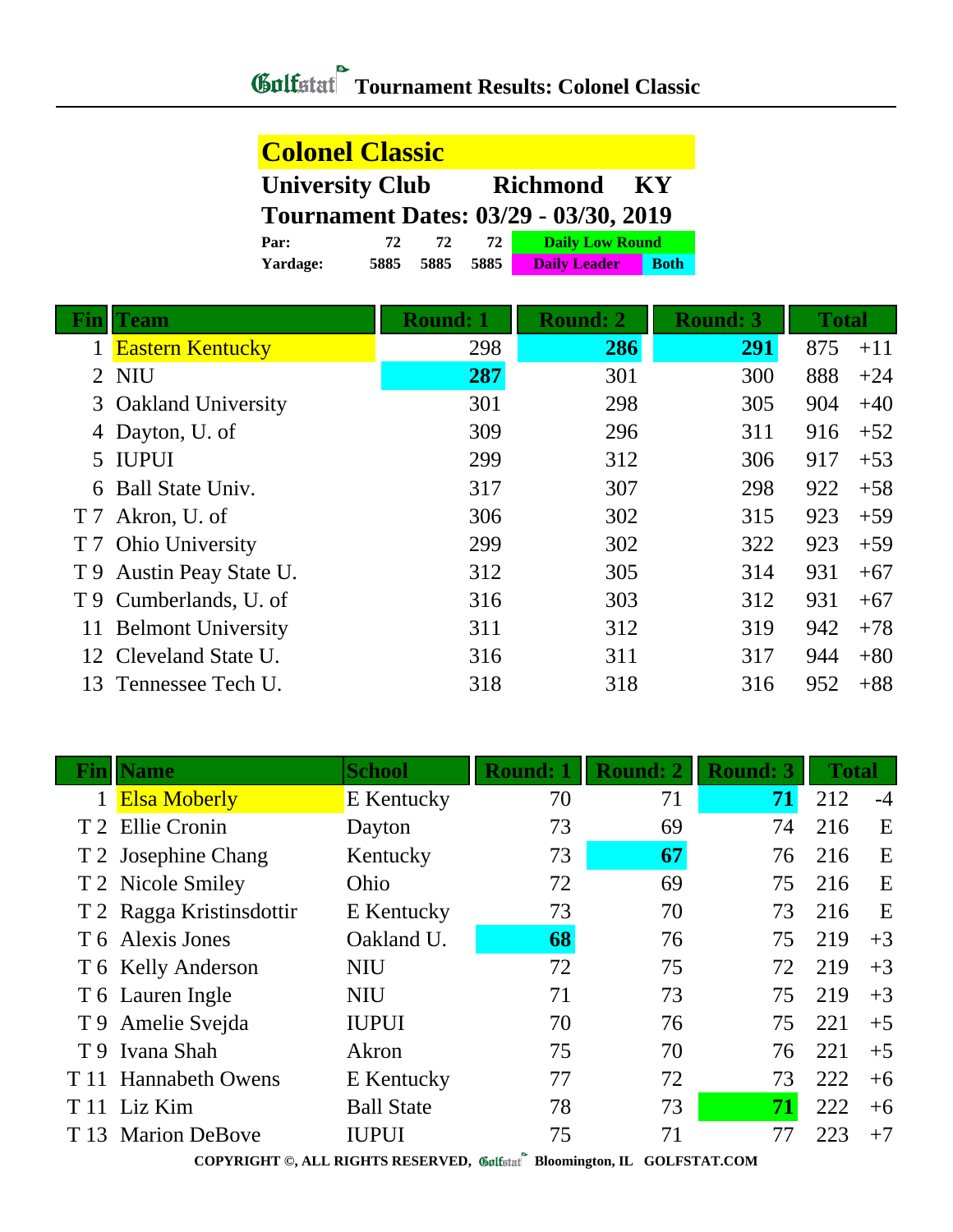# Golfstat Tournament Results: Colonel Classic

## Colonel Classic

**University Club Richmond KY**

**Tournament Dates: 03/29 - 03/30, 2019**

| | | | | |
|---|---|---|---|---|
| **Par:** | 72 | 72 | 72 | Daily Low Round |
| **Yardage:** | 5885 | 5885 | 5885 | Daily Leader / Both |

| Fin | Team | Round: 1 | Round: 2 | Round: 3 | Total | |
|---|---|---|---|---|---|---|
| 1 | Eastern Kentucky | 298 | **286** | **291** | 875 | +11 |
| 2 | NIU | **287** | 301 | 300 | 888 | +24 |
| 3 | Oakland University | 301 | 298 | 305 | 904 | +40 |
| 4 | Dayton, U. of | 309 | 296 | 311 | 916 | +52 |
| 5 | IUPUI | 299 | 312 | 306 | 917 | +53 |
| 6 | Ball State Univ. | 317 | 307 | 298 | 922 | +58 |
| T 7 | Akron, U. of | 306 | 302 | 315 | 923 | +59 |
| T 7 | Ohio University | 299 | 302 | 322 | 923 | +59 |
| T 9 | Austin Peay State U. | 312 | 305 | 314 | 931 | +67 |
| T 9 | Cumberlands, U. of | 316 | 303 | 312 | 931 | +67 |
| 11 | Belmont University | 311 | 312 | 319 | 942 | +78 |
| 12 | Cleveland State U. | 316 | 311 | 317 | 944 | +80 |
| 13 | Tennessee Tech U. | 318 | 318 | 316 | 952 | +88 |

| Fin | Name | School | Round: 1 | Round: 2 | Round: 3 | Total | |
|---|---|---|---|---|---|---|---|
| 1 | Elsa Moberly | E Kentucky | 70 | 71 | **71** | 212 | -4 |
| T 2 | Ellie Cronin | Dayton | 73 | 69 | 74 | 216 | E |
| T 2 | Josephine Chang | Kentucky | 73 | **67** | 76 | 216 | E |
| T 2 | Nicole Smiley | Ohio | 72 | 69 | 75 | 216 | E |
| T 2 | Ragga Kristinsdottir | E Kentucky | 73 | 70 | 73 | 216 | E |
| T 6 | Alexis Jones | Oakland U. | **68** | 76 | 75 | 219 | +3 |
| T 6 | Kelly Anderson | NIU | 72 | 75 | 72 | 219 | +3 |
| T 6 | Lauren Ingle | NIU | 71 | 73 | 75 | 219 | +3 |
| T 9 | Amelie Svejda | IUPUI | 70 | 76 | 75 | 221 | +5 |
| T 9 | Ivana Shah | Akron | 75 | 70 | 76 | 221 | +5 |
| T 11 | Hannabeth Owens | E Kentucky | 77 | 72 | 73 | 222 | +6 |
| T 11 | Liz Kim | Ball State | 78 | 73 | **71** | 222 | +6 |
| T 13 | Marion DeBove | IUPUI | 75 | 71 | 77 | 223 | +7 |

COPYRIGHT ©, ALL RIGHTS RESERVED, Golfstat Bloomington, IL GOLFSTAT.COM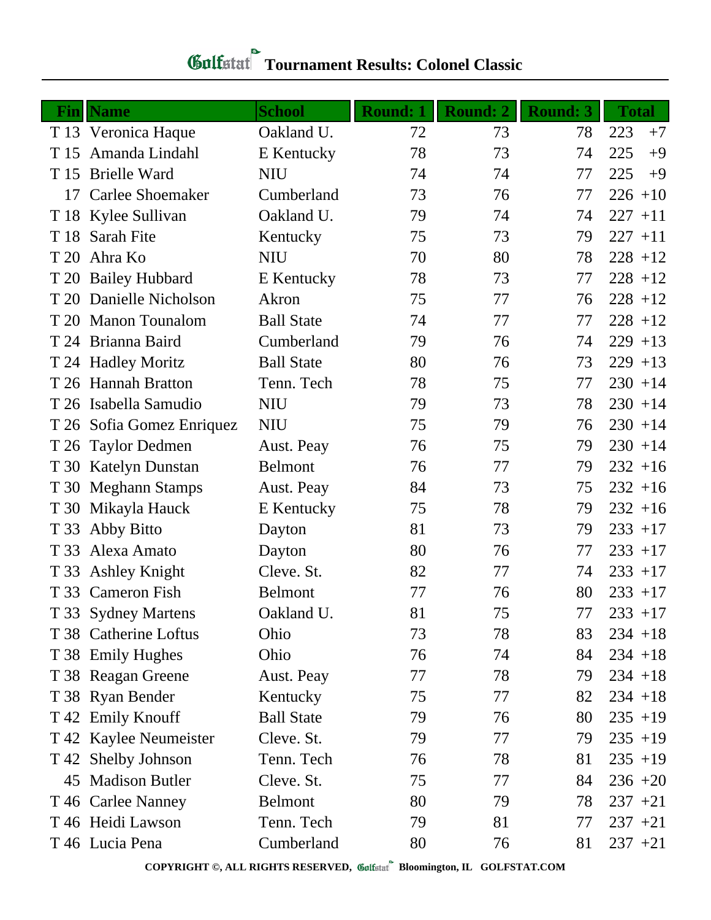# Golfstat Tournament Results: Colonel Classic

| Fin | Name | School | Round: 1 | Round: 2 | Round: 3 | Total | |
|---|---|---|---|---|---|---|---|
| T 13 | Veronica Haque | Oakland U. | 72 | 73 | 78 | 223 | +7 |
| T 15 | Amanda Lindahl | E Kentucky | 78 | 73 | 74 | 225 | +9 |
| T 15 | Brielle Ward | NIU | 74 | 74 | 77 | 225 | +9 |
| 17 | Carlee Shoemaker | Cumberland | 73 | 76 | 77 | 226 | +10 |
| T 18 | Kylee Sullivan | Oakland U. | 79 | 74 | 74 | 227 | +11 |
| T 18 | Sarah Fite | Kentucky | 75 | 73 | 79 | 227 | +11 |
| T 20 | Ahra Ko | NIU | 70 | 80 | 78 | 228 | +12 |
| T 20 | Bailey Hubbard | E Kentucky | 78 | 73 | 77 | 228 | +12 |
| T 20 | Danielle Nicholson | Akron | 75 | 77 | 76 | 228 | +12 |
| T 20 | Manon Tounalom | Ball State | 74 | 77 | 77 | 228 | +12 |
| T 24 | Brianna Baird | Cumberland | 79 | 76 | 74 | 229 | +13 |
| T 24 | Hadley Moritz | Ball State | 80 | 76 | 73 | 229 | +13 |
| T 26 | Hannah Bratton | Tenn. Tech | 78 | 75 | 77 | 230 | +14 |
| T 26 | Isabella Samudio | NIU | 79 | 73 | 78 | 230 | +14 |
| T 26 | Sofia Gomez Enriquez | NIU | 75 | 79 | 76 | 230 | +14 |
| T 26 | Taylor Dedmen | Aust. Peay | 76 | 75 | 79 | 230 | +14 |
| T 30 | Katelyn Dunstan | Belmont | 76 | 77 | 79 | 232 | +16 |
| T 30 | Meghann Stamps | Aust. Peay | 84 | 73 | 75 | 232 | +16 |
| T 30 | Mikayla Hauck | E Kentucky | 75 | 78 | 79 | 232 | +16 |
| T 33 | Abby Bitto | Dayton | 81 | 73 | 79 | 233 | +17 |
| T 33 | Alexa Amato | Dayton | 80 | 76 | 77 | 233 | +17 |
| T 33 | Ashley Knight | Cleve. St. | 82 | 77 | 74 | 233 | +17 |
| T 33 | Cameron Fish | Belmont | 77 | 76 | 80 | 233 | +17 |
| T 33 | Sydney Martens | Oakland U. | 81 | 75 | 77 | 233 | +17 |
| T 38 | Catherine Loftus | Ohio | 73 | 78 | 83 | 234 | +18 |
| T 38 | Emily Hughes | Ohio | 76 | 74 | 84 | 234 | +18 |
| T 38 | Reagan Greene | Aust. Peay | 77 | 78 | 79 | 234 | +18 |
| T 38 | Ryan Bender | Kentucky | 75 | 77 | 82 | 234 | +18 |
| T 42 | Emily Knouff | Ball State | 79 | 76 | 80 | 235 | +19 |
| T 42 | Kaylee Neumeister | Cleve. St. | 79 | 77 | 79 | 235 | +19 |
| T 42 | Shelby Johnson | Tenn. Tech | 76 | 78 | 81 | 235 | +19 |
| 45 | Madison Butler | Cleve. St. | 75 | 77 | 84 | 236 | +20 |
| T 46 | Carlee Nanney | Belmont | 80 | 79 | 78 | 237 | +21 |
| T 46 | Heidi Lawson | Tenn. Tech | 79 | 81 | 77 | 237 | +21 |
| T 46 | Lucia Pena | Cumberland | 80 | 76 | 81 | 237 | +21 |

**COPYRIGHT ©, ALL RIGHTS RESERVED, Golfstat Bloomington, IL GOLFSTAT.COM**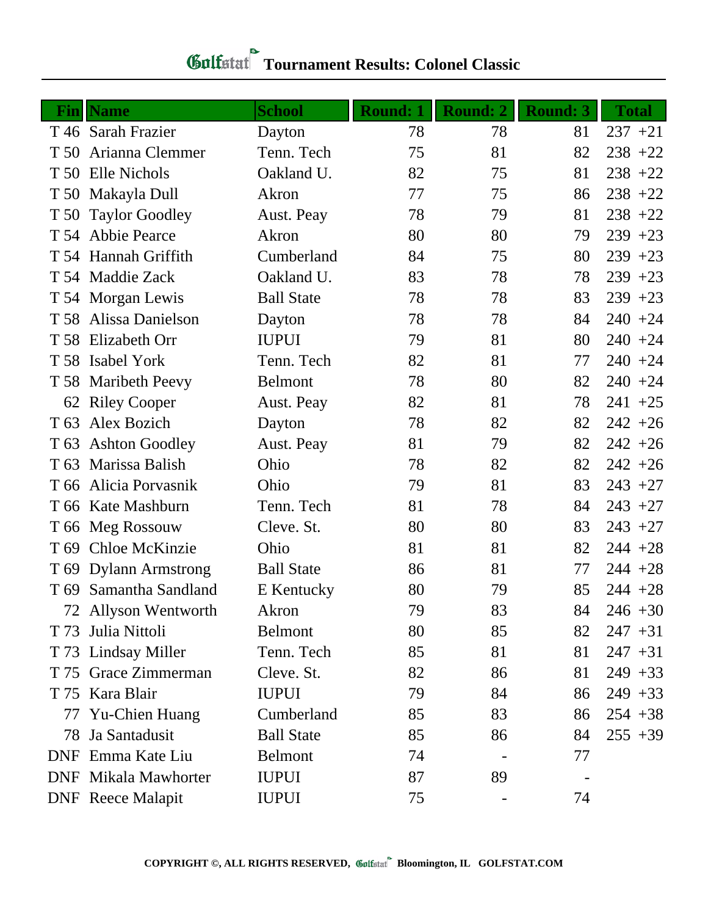# Golfstat Tournament Results: Colonel Classic

| Fin | Name | School | Round: 1 | Round: 2 | Round: 3 | Total | |
|---|---|---|---|---|---|---|---|
| T 46 | Sarah Frazier | Dayton | 78 | 78 | 81 | 237 | +21 |
| T 50 | Arianna Clemmer | Tenn. Tech | 75 | 81 | 82 | 238 | +22 |
| T 50 | Elle Nichols | Oakland U. | 82 | 75 | 81 | 238 | +22 |
| T 50 | Makayla Dull | Akron | 77 | 75 | 86 | 238 | +22 |
| T 50 | Taylor Goodley | Aust. Peay | 78 | 79 | 81 | 238 | +22 |
| T 54 | Abbie Pearce | Akron | 80 | 80 | 79 | 239 | +23 |
| T 54 | Hannah Griffith | Cumberland | 84 | 75 | 80 | 239 | +23 |
| T 54 | Maddie Zack | Oakland U. | 83 | 78 | 78 | 239 | +23 |
| T 54 | Morgan Lewis | Ball State | 78 | 78 | 83 | 239 | +23 |
| T 58 | Alissa Danielson | Dayton | 78 | 78 | 84 | 240 | +24 |
| T 58 | Elizabeth Orr | IUPUI | 79 | 81 | 80 | 240 | +24 |
| T 58 | Isabel York | Tenn. Tech | 82 | 81 | 77 | 240 | +24 |
| T 58 | Maribeth Peevy | Belmont | 78 | 80 | 82 | 240 | +24 |
| 62 | Riley Cooper | Aust. Peay | 82 | 81 | 78 | 241 | +25 |
| T 63 | Alex Bozich | Dayton | 78 | 82 | 82 | 242 | +26 |
| T 63 | Ashton Goodley | Aust. Peay | 81 | 79 | 82 | 242 | +26 |
| T 63 | Marissa Balish | Ohio | 78 | 82 | 82 | 242 | +26 |
| T 66 | Alicia Porvasnik | Ohio | 79 | 81 | 83 | 243 | +27 |
| T 66 | Kate Mashburn | Tenn. Tech | 81 | 78 | 84 | 243 | +27 |
| T 66 | Meg Rossouw | Cleve. St. | 80 | 80 | 83 | 243 | +27 |
| T 69 | Chloe McKinzie | Ohio | 81 | 81 | 82 | 244 | +28 |
| T 69 | Dylann Armstrong | Ball State | 86 | 81 | 77 | 244 | +28 |
| T 69 | Samantha Sandland | E Kentucky | 80 | 79 | 85 | 244 | +28 |
| 72 | Allyson Wentworth | Akron | 79 | 83 | 84 | 246 | +30 |
| T 73 | Julia Nittoli | Belmont | 80 | 85 | 82 | 247 | +31 |
| T 73 | Lindsay Miller | Tenn. Tech | 85 | 81 | 81 | 247 | +31 |
| T 75 | Grace Zimmerman | Cleve. St. | 82 | 86 | 81 | 249 | +33 |
| T 75 | Kara Blair | IUPUI | 79 | 84 | 86 | 249 | +33 |
| 77 | Yu-Chien Huang | Cumberland | 85 | 83 | 86 | 254 | +38 |
| 78 | Ja Santadusit | Ball State | 85 | 86 | 84 | 255 | +39 |
| DNF | Emma Kate Liu | Belmont | 74 | - | 77 | | |
| DNF | Mikala Mawhorter | IUPUI | 87 | 89 | - | | |
| DNF | Reece Malapit | IUPUI | 75 | - | 74 | | |

COPYRIGHT ©, ALL RIGHTS RESERVED, Golfstat Bloomington, IL GOLFSTAT.COM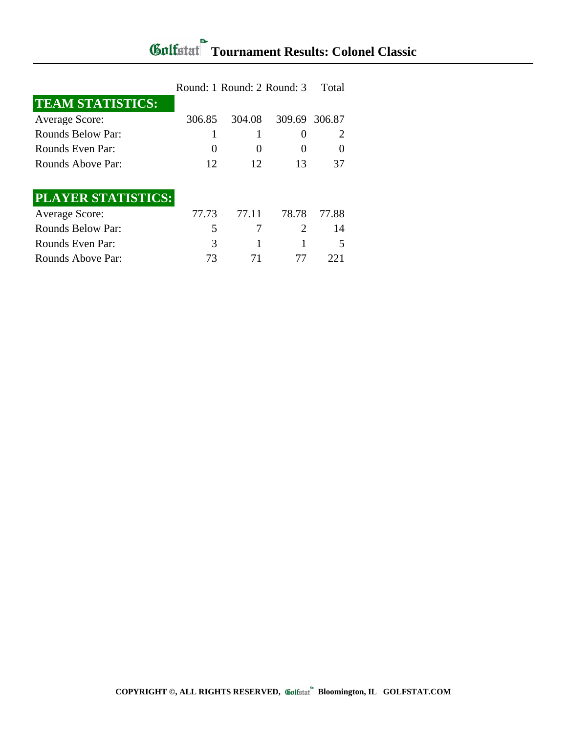# Golfstat Tournament Results: Colonel Classic

| | Round: 1 | Round: 2 | Round: 3 | Total |
|---|---|---|---|---|
| **TEAM STATISTICS:** | | | | |
| Average Score: | 306.85 | 304.08 | 309.69 | 306.87 |
| Rounds Below Par: | 1 | 1 | 0 | 2 |
| Rounds Even Par: | 0 | 0 | 0 | 0 |
| Rounds Above Par: | 12 | 12 | 13 | 37 |
| **PLAYER STATISTICS:** | | | | |
| Average Score: | 77.73 | 77.11 | 78.78 | 77.88 |
| Rounds Below Par: | 5 | 7 | 2 | 14 |
| Rounds Even Par: | 3 | 1 | 1 | 5 |
| Rounds Above Par: | 73 | 71 | 77 | 221 |

**COPYRIGHT ©, ALL RIGHTS RESERVED, Golfstat Bloomington, IL GOLFSTAT.COM**